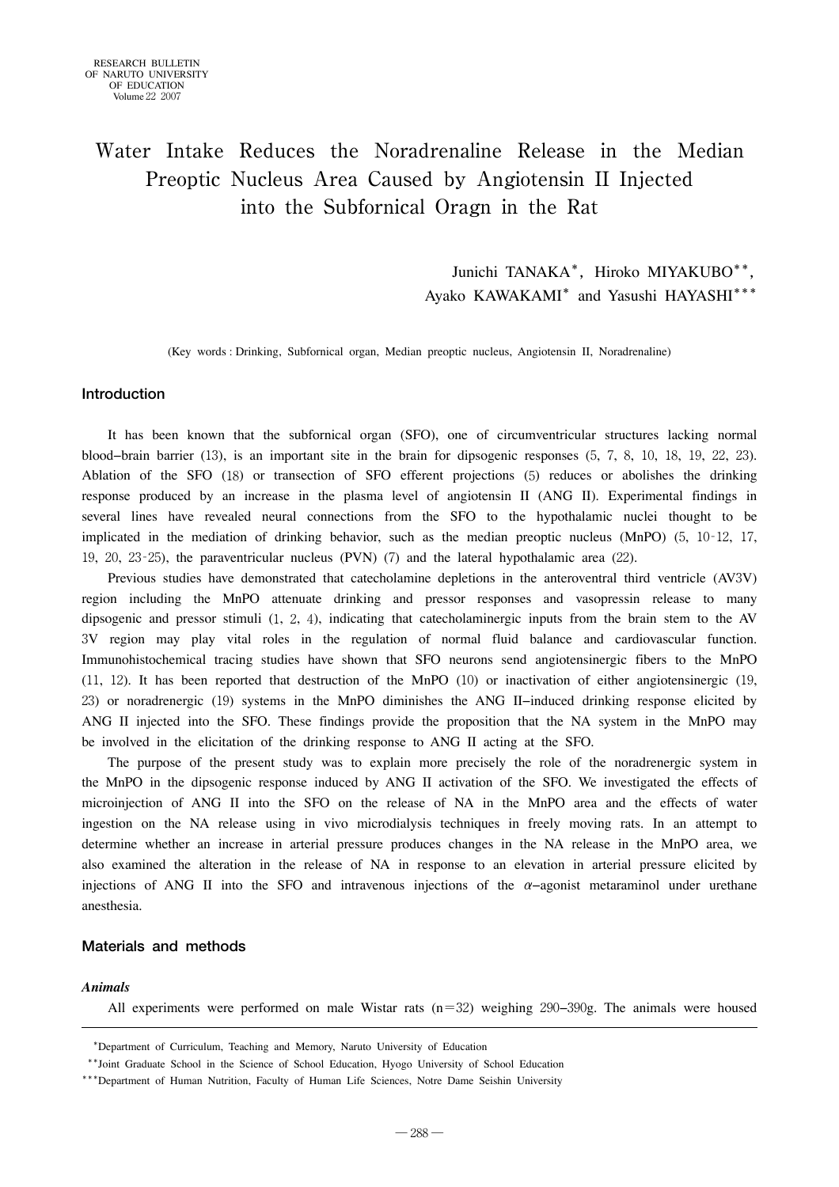# Water Intake Reduces the Noradrenaline Release in the Median Preoptic Nucleus Area Caused by Angiotensin II Injected into the Subfornical Oragn in the Rat

Junichi TANAKA[*], Hiroko MIYAKUBO[**], Ayako KAWAKAMI[*] and Yasushi HAYASHI[***]

(Key words : Drinking, Subfornical organ, Median preoptic nucleus, Angiotensin II, Noradrenaline)

## Introduction

It has been known that the subfornical organ (SFO), one of circumventricular structures lacking normal blood–brain barrier (13), is an important site in the brain for dipsogenic responses (5, 7, 8, 10, 18, 19, 22, 23). Ablation of the SFO (18) or transection of SFO efferent projections (5) reduces or abolishes the drinking response produced by an increase in the plasma level of angiotensin II (ANG II). Experimental findings in several lines have revealed neural connections from the SFO to the hypothalamic nuclei thought to be implicated in the mediation of drinking behavior, such as the median preoptic nucleus (MnPO) (5, 10-12, 17, 19, 20, 23-25), the paraventricular nucleus (PVN) (7) and the lateral hypothalamic area (22).

Previous studies have demonstrated that catecholamine depletions in the anteroventral third ventricle (AV3V) region including the MnPO attenuate drinking and pressor responses and vasopressin release to many dipsogenic and pressor stimuli (1, 2, 4), indicating that catecholaminergic inputs from the brain stem to the AV 3V region may play vital roles in the regulation of normal fluid balance and cardiovascular function. Immunohistochemical tracing studies have shown that SFO neurons send angiotensinergic fibers to the MnPO (11, 12). It has been reported that destruction of the MnPO (10) or inactivation of either angiotensinergic (19, 23) or noradrenergic (19) systems in the MnPO diminishes the ANG II–induced drinking response elicited by ANG II injected into the SFO. These findings provide the proposition that the NA system in the MnPO may be involved in the elicitation of the drinking response to ANG II acting at the SFO.

The purpose of the present study was to explain more precisely the role of the noradrenergic system in the MnPO in the dipsogenic response induced by ANG II activation of the SFO. We investigated the effects of microinjection of ANG II into the SFO on the release of NA in the MnPO area and the effects of water ingestion on the NA release using in vivo microdialysis techniques in freely moving rats. In an attempt to determine whether an increase in arterial pressure produces changes in the NA release in the MnPO area, we also examined the alteration in the release of NA in response to an elevation in arterial pressure elicited by injections of ANG II into the SFO and intravenous injections of the $\alpha$–agonist metaraminol under urethane anesthesia.

## Materials and methods

### *Animals*

All experiments were performed on male Wistar rats (n=32) weighing 290–390g. The animals were housed

---

[*]Department of Curriculum, Teaching and Memory, Naruto University of Education

[**]Joint Graduate School in the Science of School Education, Hyogo University of School Education

[***]Department of Human Nutrition, Faculty of Human Life Sciences, Notre Dame Seishin University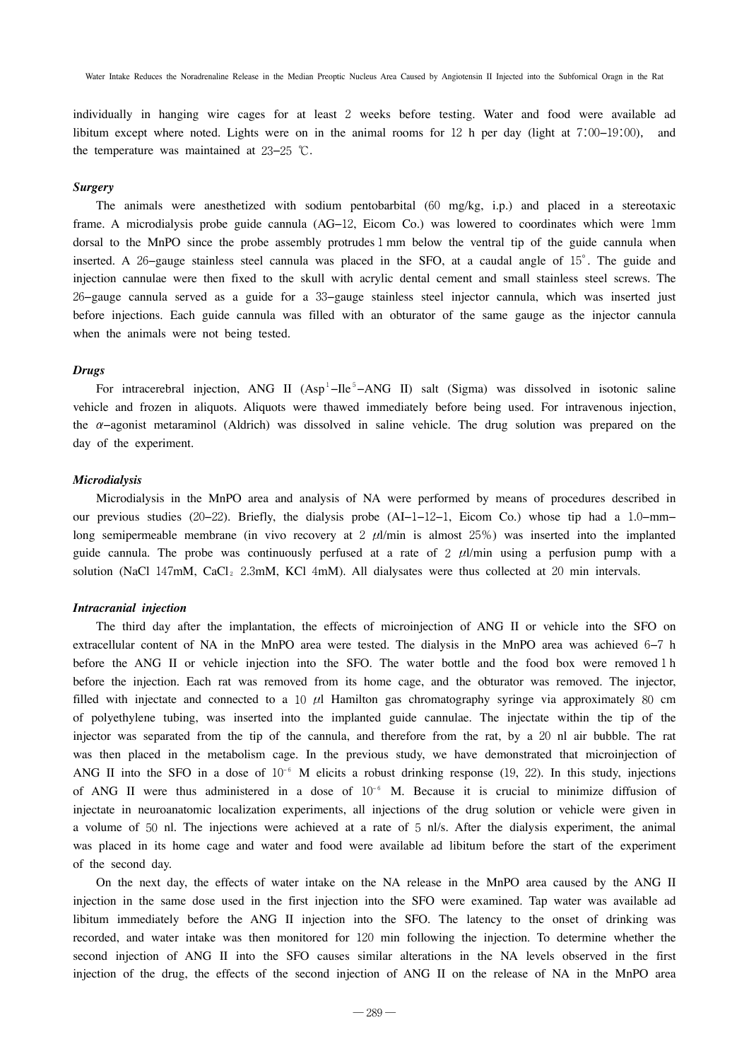individually in hanging wire cages for at least 2 weeks before testing. Water and food were available ad libitum except where noted. Lights were on in the animal rooms for 12 h per day (light at 7:00–19:00), and the temperature was maintained at 23–25 ℃.

***Surgery***

The animals were anesthetized with sodium pentobarbital (60 mg/kg, i.p.) and placed in a stereotaxic frame. A microdialysis probe guide cannula (AG–12, Eicom Co.) was lowered to coordinates which were 1mm dorsal to the MnPO since the probe assembly protrudes 1 mm below the ventral tip of the guide cannula when inserted. A 26–gauge stainless steel cannula was placed in the SFO, at a caudal angle of 15°. The guide and injection cannulae were then fixed to the skull with acrylic dental cement and small stainless steel screws. The 26–gauge cannula served as a guide for a 33–gauge stainless steel injector cannula, which was inserted just before injections. Each guide cannula was filled with an obturator of the same gauge as the injector cannula when the animals were not being tested.

***Drugs***

For intracerebral injection, ANG II (Asp[1]–Ile[5]–ANG II) salt (Sigma) was dissolved in isotonic saline vehicle and frozen in aliquots. Aliquots were thawed immediately before being used. For intravenous injection, the $\alpha$–agonist metaraminol (Aldrich) was dissolved in saline vehicle. The drug solution was prepared on the day of the experiment.

***Microdialysis***

Microdialysis in the MnPO area and analysis of NA were performed by means of procedures described in our previous studies (20–22). Briefly, the dialysis probe (AI–1–12–1, Eicom Co.) whose tip had a 1.0–mm–long semipermeable membrane (in vivo recovery at 2 $\mu$l/min is almost 25%) was inserted into the implanted guide cannula. The probe was continuously perfused at a rate of 2 $\mu$l/min using a perfusion pump with a solution (NaCl 147mM, $CaCl_2$ 2.3mM, KCl 4mM). All dialysates were thus collected at 20 min intervals.

***Intracranial injection***

The third day after the implantation, the effects of microinjection of ANG II or vehicle into the SFO on extracellular content of NA in the MnPO area were tested. The dialysis in the MnPO area was achieved 6–7 h before the ANG II or vehicle injection into the SFO. The water bottle and the food box were removed 1 h before the injection. Each rat was removed from its home cage, and the obturator was removed. The injector, filled with injectate and connected to a 10 $\mu$l Hamilton gas chromatography syringe via approximately 80 cm of polyethylene tubing, was inserted into the implanted guide cannulae. The injectate within the tip of the injector was separated from the tip of the cannula, and therefore from the rat, by a 20 nl air bubble. The rat was then placed in the metabolism cage. In the previous study, we have demonstrated that microinjection of ANG II into the SFO in a dose of $10^{-6}$ M elicits a robust drinking response (19, 22). In this study, injections of ANG II were thus administered in a dose of $10^{-6}$ M. Because it is crucial to minimize diffusion of injectate in neuroanatomic localization experiments, all injections of the drug solution or vehicle were given in a volume of 50 nl. The injections were achieved at a rate of 5 nl/s. After the dialysis experiment, the animal was placed in its home cage and water and food were available ad libitum before the start of the experiment of the second day.

On the next day, the effects of water intake on the NA release in the MnPO area caused by the ANG II injection in the same dose used in the first injection into the SFO were examined. Tap water was available ad libitum immediately before the ANG II injection into the SFO. The latency to the onset of drinking was recorded, and water intake was then monitored for 120 min following the injection. To determine whether the second injection of ANG II into the SFO causes similar alterations in the NA levels observed in the first injection of the drug, the effects of the second injection of ANG II on the release of NA in the MnPO area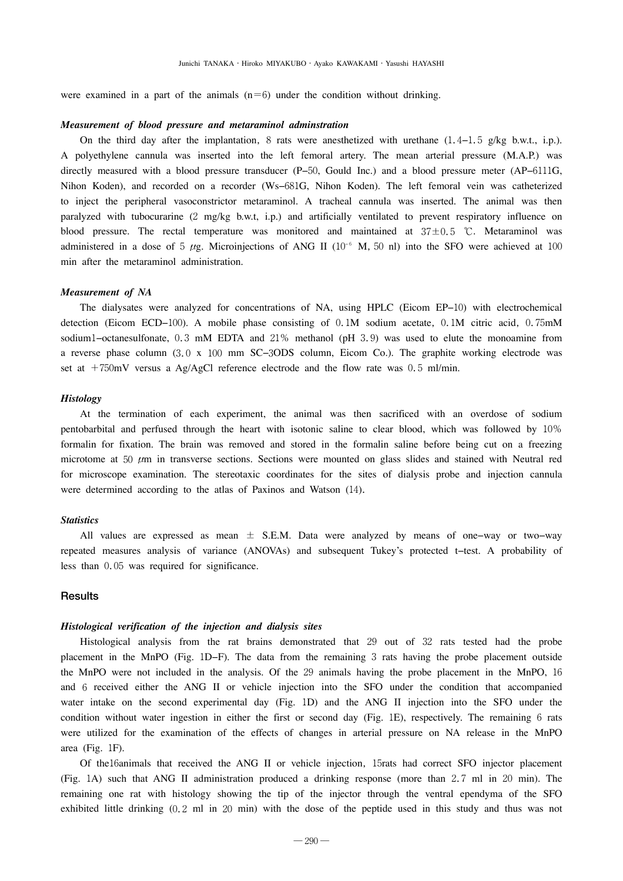were examined in a part of the animals (n=6) under the condition without drinking.

### *Measurement of blood pressure and metaraminol adminstration*

On the third day after the implantation, 8 rats were anesthetized with urethane (1.4–1.5 g/kg b.w.t., i.p.). A polyethylene cannula was inserted into the left femoral artery. The mean arterial pressure (M.A.P.) was directly measured with a blood pressure transducer (P–50, Gould Inc.) and a blood pressure meter (AP–6111G, Nihon Koden), and recorded on a recorder (Ws–681G, Nihon Koden). The left femoral vein was catheterized to inject the peripheral vasoconstrictor metaraminol. A tracheal cannula was inserted. The animal was then paralyzed with tubocurarine (2 mg/kg b.w.t, i.p.) and artificially ventilated to prevent respiratory influence on blood pressure. The rectal temperature was monitored and maintained at 37±0.5 ℃. Metaraminol was administered in a dose of 5 μg. Microinjections of ANG II ($10^{-6}$ M, 50 nl) into the SFO were achieved at 100 min after the metaraminol administration.

### *Measurement of NA*

The dialysates were analyzed for concentrations of NA, using HPLC (Eicom EP–10) with electrochemical detection (Eicom ECD–100). A mobile phase consisting of 0.1M sodium acetate, 0.1M citric acid, 0.75mM sodium1–octanesulfonate, 0.3 mM EDTA and 21% methanol (pH 3.9) was used to elute the monoamine from a reverse phase column (3.0 x 100 mm SC–3ODS column, Eicom Co.). The graphite working electrode was set at +750mV versus a Ag/AgCl reference electrode and the flow rate was 0.5 ml/min.

### *Histology*

At the termination of each experiment, the animal was then sacrificed with an overdose of sodium pentobarbital and perfused through the heart with isotonic saline to clear blood, which was followed by 10% formalin for fixation. The brain was removed and stored in the formalin saline before being cut on a freezing microtome at 50 μm in transverse sections. Sections were mounted on glass slides and stained with Neutral red for microscope examination. The stereotaxic coordinates for the sites of dialysis probe and injection cannula were determined according to the atlas of Paxinos and Watson (14).

### *Statistics*

All values are expressed as mean ± S.E.M. Data were analyzed by means of one–way or two–way repeated measures analysis of variance (ANOVAs) and subsequent Tukey's protected t–test. A probability of less than 0.05 was required for significance.

## Results

### *Histological verification of the injection and dialysis sites*

Histological analysis from the rat brains demonstrated that 29 out of 32 rats tested had the probe placement in the MnPO (Fig. 1D–F). The data from the remaining 3 rats having the probe placement outside the MnPO were not included in the analysis. Of the 29 animals having the probe placement in the MnPO, 16 and 6 received either the ANG II or vehicle injection into the SFO under the condition that accompanied water intake on the second experimental day (Fig. 1D) and the ANG II injection into the SFO under the condition without water ingestion in either the first or second day (Fig. 1E), respectively. The remaining 6 rats were utilized for the examination of the effects of changes in arterial pressure on NA release in the MnPO area (Fig. 1F).

Of the16animals that received the ANG II or vehicle injection, 15rats had correct SFO injector placement (Fig. 1A) such that ANG II administration produced a drinking response (more than 2.7 ml in 20 min). The remaining one rat with histology showing the tip of the injector through the ventral ependyma of the SFO exhibited little drinking (0.2 ml in 20 min) with the dose of the peptide used in this study and thus was not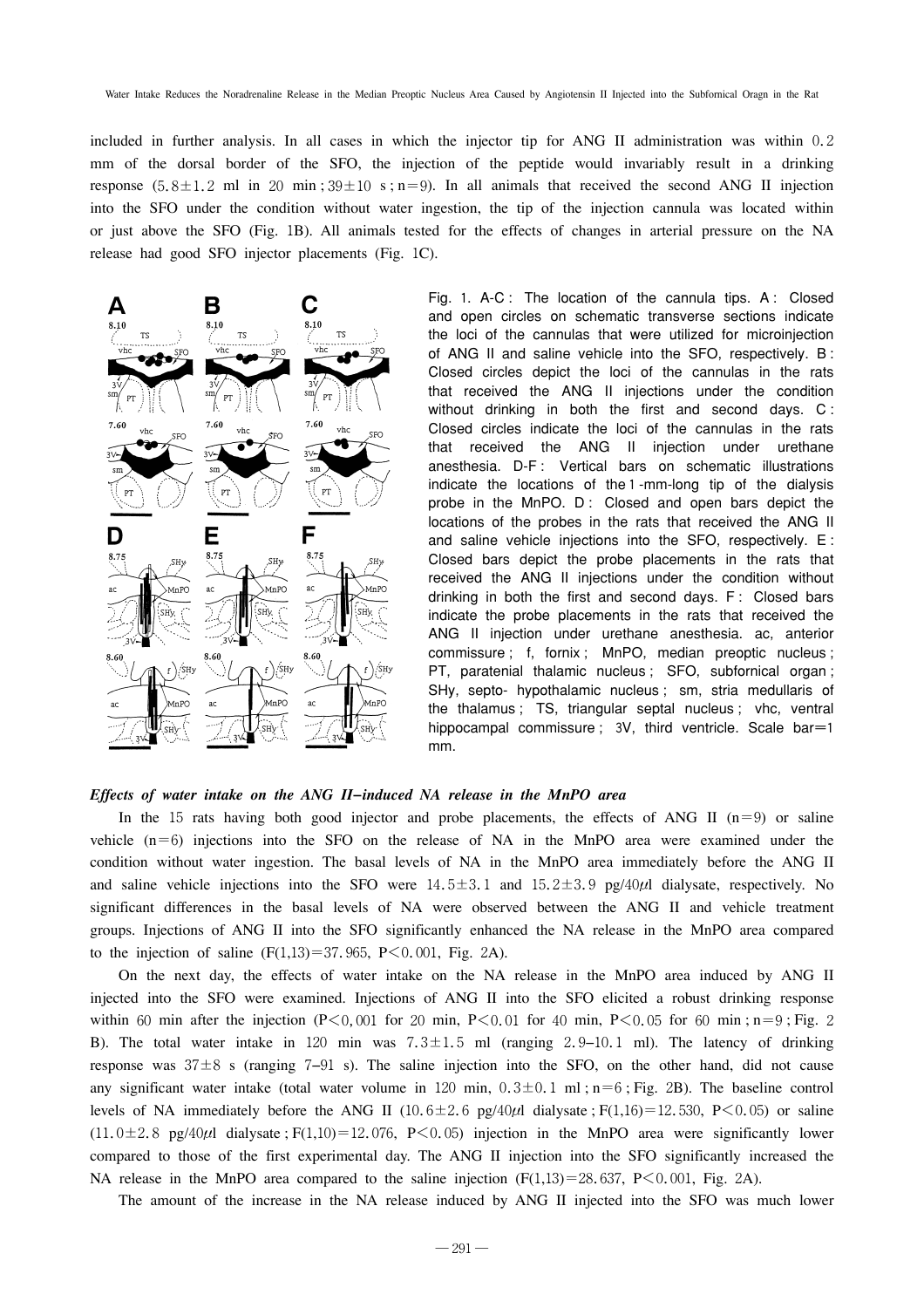included in further analysis. In all cases in which the injector tip for ANG II administration was within 0.2 mm of the dorsal border of the SFO, the injection of the peptide would invariably result in a drinking response (5.8±1.2 ml in 20 min; 39±10 s; n=9). In all animals that received the second ANG II injection into the SFO under the condition without water ingestion, the tip of the injection cannula was located within or just above the SFO (Fig. 1B). All animals tested for the effects of changes in arterial pressure on the NA release had good SFO injector placements (Fig. 1C).

Fig. 1. A-C: The location of the cannula tips. A: Closed and open circles on schematic transverse sections indicate the loci of the cannulas that were utilized for microinjection of ANG II and saline vehicle into the SFO, respectively. B: Closed circles depict the loci of the cannulas in the rats that received the ANG II injections under the condition without drinking in both the first and second days. C: Closed circles indicate the loci of the cannulas in the rats that received the ANG II injection under urethane anesthesia. D-F: Vertical bars on schematic illustrations indicate the locations of the 1-mm-long tip of the dialysis probe in the MnPO. D: Closed and open bars depict the locations of the probes in the rats that received the ANG II and saline vehicle injections into the SFO, respectively. E: Closed bars depict the probe placements in the rats that received the ANG II injections under the condition without drinking in both the first and second days. F: Closed bars indicate the probe placements in the rats that received the ANG II injection under urethane anesthesia. ac, anterior commissure; f, fornix; MnPO, median preoptic nucleus; PT, paratenial thalamic nucleus; SFO, subfornical organ; SHy, septo- hypothalamic nucleus; sm, stria medullaris of the thalamus; TS, triangular septal nucleus; vhc, ventral hippocampal commissure; 3V, third ventricle. Scale bar=1 mm.

### *Effects of water intake on the ANG II-induced NA release in the MnPO area*

In the 15 rats having both good injector and probe placements, the effects of ANG II (n=9) or saline vehicle (n=6) injections into the SFO on the release of NA in the MnPO area were examined under the condition without water ingestion. The basal levels of NA in the MnPO area immediately before the ANG II and saline vehicle injections into the SFO were 14.5±3.1 and 15.2±3.9 pg/40$\mu$l dialysate, respectively. No significant differences in the basal levels of NA were observed between the ANG II and vehicle treatment groups. Injections of ANG II into the SFO significantly enhanced the NA release in the MnPO area compared to the injection of saline ($F(1,13)=37.965$, $P<0.001$, Fig. 2A).

On the next day, the effects of water intake on the NA release in the MnPO area induced by ANG II injected into the SFO were examined. Injections of ANG II into the SFO elicited a robust drinking response within 60 min after the injection ($P<0.001$ for 20 min, $P<0.01$ for 40 min, $P<0.05$ for 60 min; n=9; Fig. 2 B). The total water intake in 120 min was 7.3±1.5 ml (ranging 2.9–10.1 ml). The latency of drinking response was 37±8 s (ranging 7–91 s). The saline injection into the SFO, on the other hand, did not cause any significant water intake (total water volume in 120 min, 0.3±0.1 ml; n=6; Fig. 2B). The baseline control levels of NA immediately before the ANG II (10.6±2.6 pg/40$\mu$l dialysate; $F(1,16)=12.530$, $P<0.05$) or saline (11.0±2.8 pg/40$\mu$l dialysate; $F(1,10)=12.076$, $P<0.05$) injection in the MnPO area were significantly lower compared to those of the first experimental day. The ANG II injection into the SFO significantly increased the NA release in the MnPO area compared to the saline injection ($F(1,13)=28.637$, $P<0.001$, Fig. 2A).

The amount of the increase in the NA release induced by ANG II injected into the SFO was much lower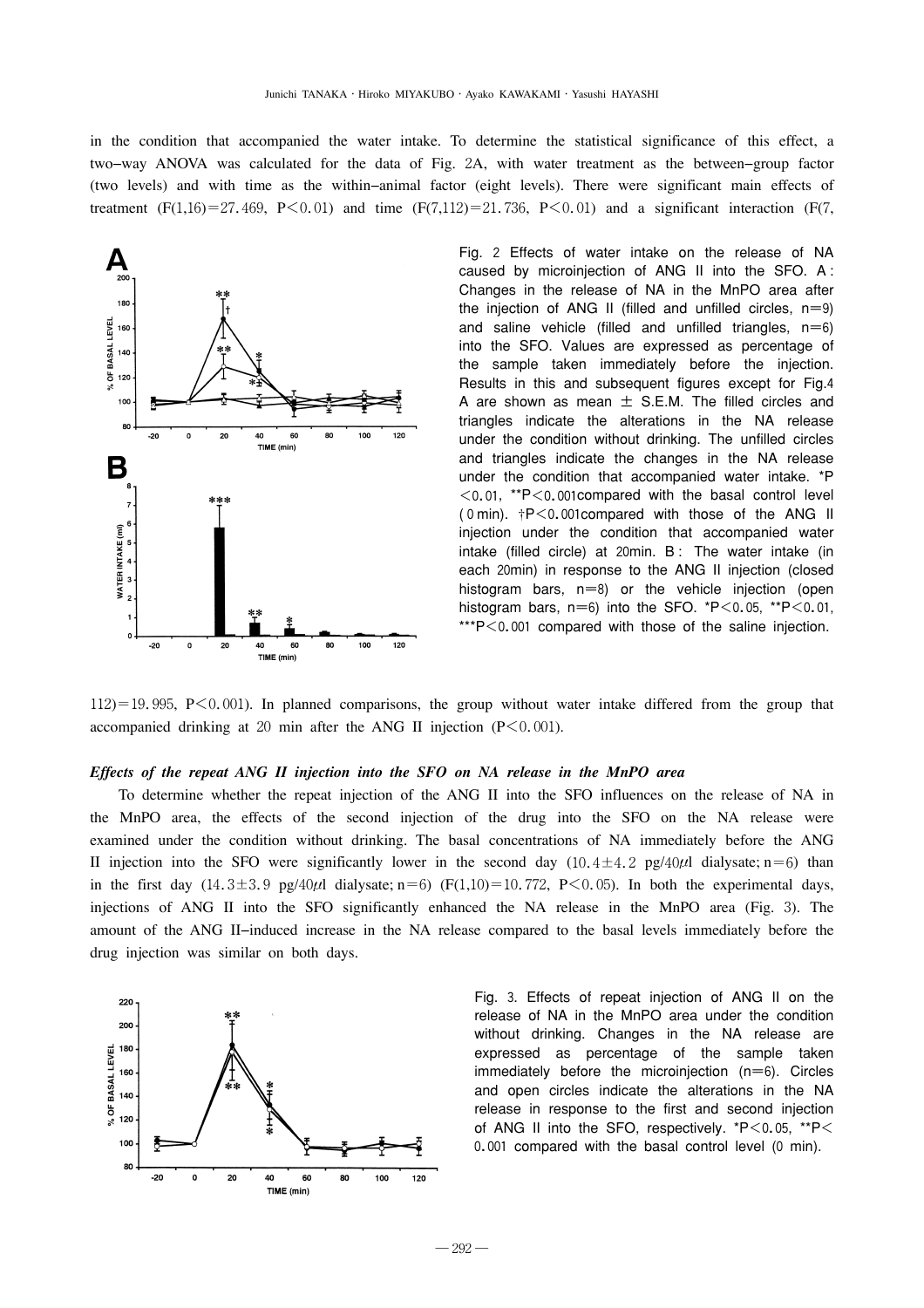in the condition that accompanied the water intake. To determine the statistical significance of this effect, a two-way ANOVA was calculated for the data of Fig. 2A, with water treatment as the between-group factor (two levels) and with time as the within-animal factor (eight levels). There were significant main effects of treatment ($F(1,16)=27.469$, $P<0.01$) and time ($F(7,112)=21.736$, $P<0.01$) and a significant interaction ($F(7,112)=19.995$, $P<0.001$). In planned comparisons, the group without water intake differed from the group that accompanied drinking at 20 min after the ANG II injection ($P<0.001$).

Fig. 2 Effects of water intake on the release of NA caused by microinjection of ANG II into the SFO. A: Changes in the release of NA in the MnPO area after the injection of ANG II (filled and unfilled circles, n=9) and saline vehicle (filled and unfilled triangles, n=6) into the SFO. Values are expressed as percentage of the sample taken immediately before the injection. Results in this and subsequent figures except for Fig.4 A are shown as mean ± S.E.M. The filled circles and triangles indicate the alterations in the NA release under the condition without drinking. The unfilled circles and triangles indicate the changes in the NA release under the condition that accompanied water intake. *P<0.01, **P<0.001 compared with the basal control level (0 min). †P<0.001 compared with those of the ANG II injection under the condition that accompanied water intake (filled circle) at 20 min. B: The water intake (in each 20 min) in response to the ANG II injection (closed histogram bars, n=8) or the vehicle injection (open histogram bars, n=6) into the SFO. *P<0.05, **P<0.01, ***P<0.001 compared with those of the saline injection.

### *Effects of the repeat ANG II injection into the SFO on NA release in the MnPO area*

To determine whether the repeat injection of the ANG II into the SFO influences on the release of NA in the MnPO area, the effects of the second injection of the drug into the SFO on the NA release were examined under the condition without drinking. The basal concentrations of NA immediately before the ANG II injection into the SFO were significantly lower in the second day (10.4±4.2 pg/40μl dialysate; n=6) than in the first day (14.3±3.9 pg/40μl dialysate; n=6) ($F(1,10)=10.772$, $P<0.05$). In both the experimental days, injections of ANG II into the SFO significantly enhanced the NA release in the MnPO area (Fig. 3). The amount of the ANG II-induced increase in the NA release compared to the basal levels immediately before the drug injection was similar on both days.

Fig. 3. Effects of repeat injection of ANG II on the release of NA in the MnPO area under the condition without drinking. Changes in the NA release are expressed as percentage of the sample taken immediately before the microinjection (n=6). Circles and open circles indicate the alterations in the NA release in response to the first and second injection of ANG II into the SFO, respectively. *P<0.05, **P<0.001 compared with the basal control level (0 min).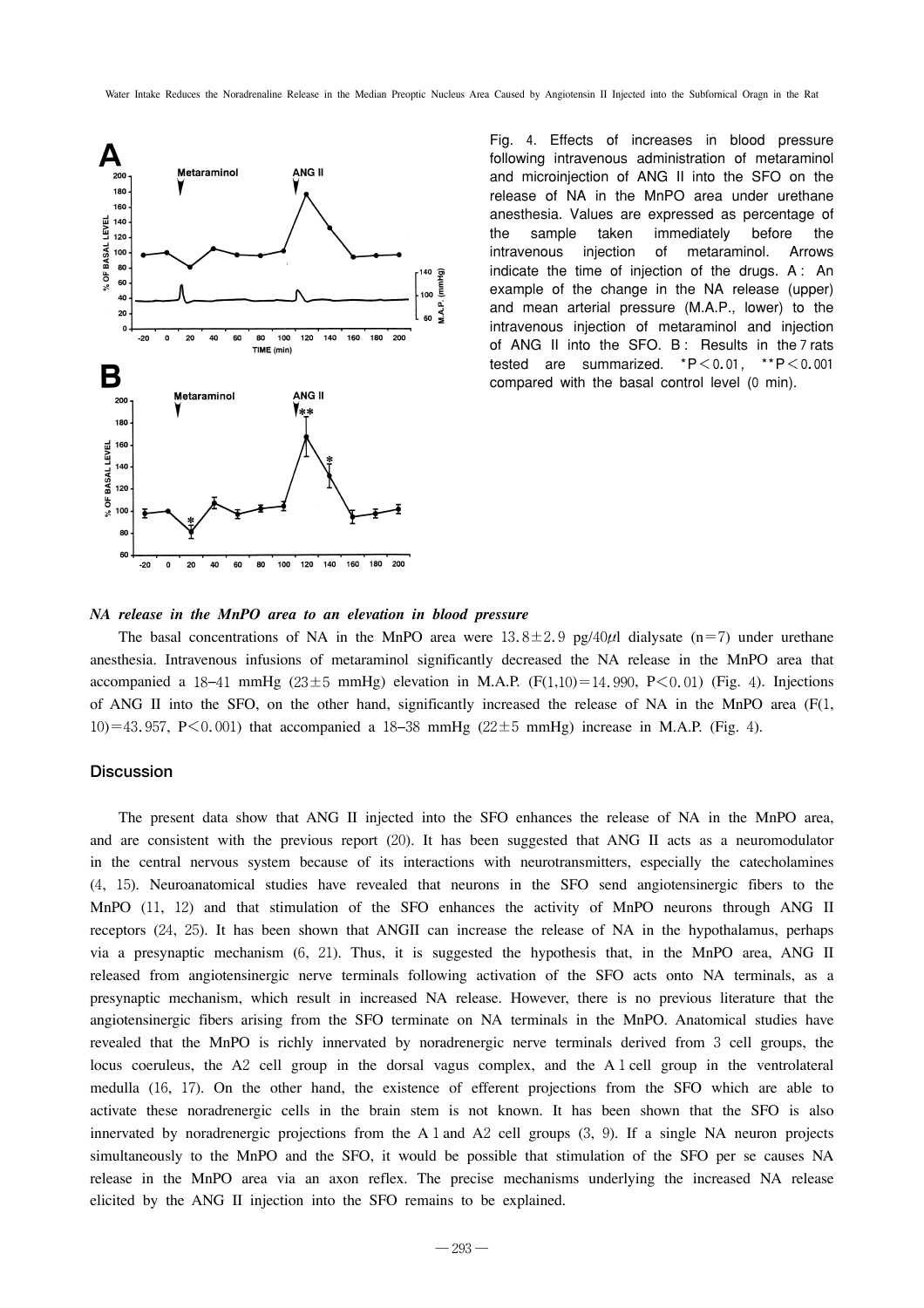Fig. 4. Effects of increases in blood pressure following intravenous administration of metaraminol and microinjection of ANG II into the SFO on the release of NA in the MnPO area under urethane anesthesia. Values are expressed as percentage of the sample taken immediately before the intravenous injection of metaraminol. Arrows indicate the time of injection of the drugs. A: An example of the change in the NA release (upper) and mean arterial pressure (M.A.P., lower) to the intravenous injection of metaraminol and injection of ANG II into the SFO. B: Results in the 7 rats tested are summarized. \*$P<0.01$, \*\*$P<0.001$ compared with the basal control level (0 min).

***NA release in the MnPO area to an elevation in blood pressure***

The basal concentrations of NA in the MnPO area were $13.8 \pm 2.9$ pg/40$\mu$l dialysate (n=7) under urethane anesthesia. Intravenous infusions of metaraminol significantly decreased the NA release in the MnPO area that accompanied a 18–41 mmHg ($23 \pm 5$ mmHg) elevation in M.A.P. ($F(1,10)=14.990$, $P<0.01$) (Fig. 4). Injections of ANG II into the SFO, on the other hand, significantly increased the release of NA in the MnPO area ($F(1,10)=43.957$, $P<0.001$) that accompanied a 18–38 mmHg ($22 \pm 5$ mmHg) increase in M.A.P. (Fig. 4).

## Discussion

The present data show that ANG II injected into the SFO enhances the release of NA in the MnPO area, and are consistent with the previous report (20). It has been suggested that ANG II acts as a neuromodulator in the central nervous system because of its interactions with neurotransmitters, especially the catecholamines (4, 15). Neuroanatomical studies have revealed that neurons in the SFO send angiotensinergic fibers to the MnPO (11, 12) and that stimulation of the SFO enhances the activity of MnPO neurons through ANG II receptors (24, 25). It has been shown that ANGII can increase the release of NA in the hypothalamus, perhaps via a presynaptic mechanism (6, 21). Thus, it is suggested the hypothesis that, in the MnPO area, ANG II released from angiotensinergic nerve terminals following activation of the SFO acts onto NA terminals, as a presynaptic mechanism, which result in increased NA release. However, there is no previous literature that the angiotensinergic fibers arising from the SFO terminate on NA terminals in the MnPO. Anatomical studies have revealed that the MnPO is richly innervated by noradrenergic nerve terminals derived from 3 cell groups, the locus coeruleus, the A2 cell group in the dorsal vagus complex, and the A1 cell group in the ventrolateral medulla (16, 17). On the other hand, the existence of efferent projections from the SFO which are able to activate these noradrenergic cells in the brain stem is not known. It has been shown that the SFO is also innervated by noradrenergic projections from the A1 and A2 cell groups (3, 9). If a single NA neuron projects simultaneously to the MnPO and the SFO, it would be possible that stimulation of the SFO per se causes NA release in the MnPO area via an axon reflex. The precise mechanisms underlying the increased NA release elicited by the ANG II injection into the SFO remains to be explained.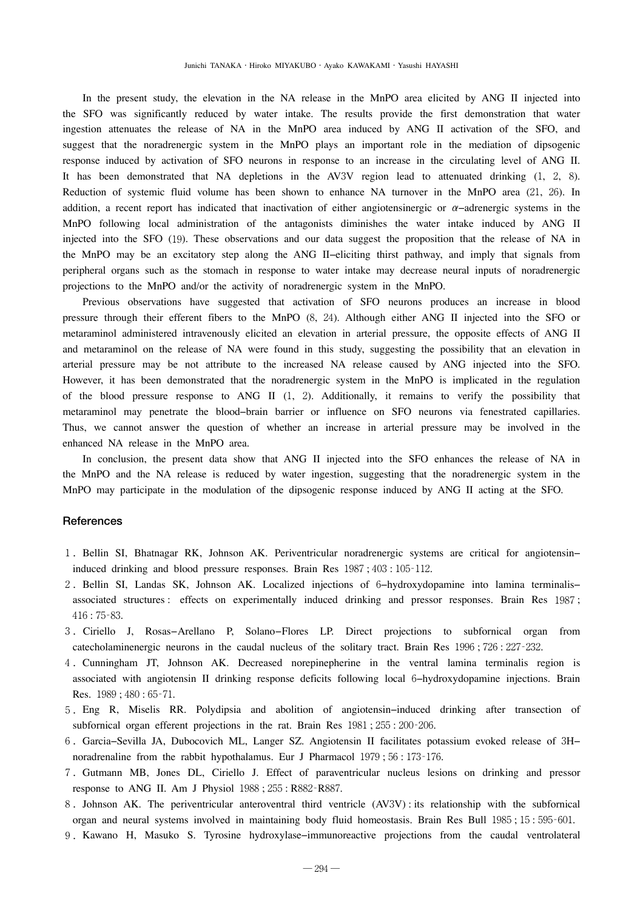In the present study, the elevation in the NA release in the MnPO area elicited by ANG II injected into the SFO was significantly reduced by water intake. The results provide the first demonstration that water ingestion attenuates the release of NA in the MnPO area induced by ANG II activation of the SFO, and suggest that the noradrenergic system in the MnPO plays an important role in the mediation of dipsogenic response induced by activation of SFO neurons in response to an increase in the circulating level of ANG II. It has been demonstrated that NA depletions in the AV3V region lead to attenuated drinking (1, 2, 8). Reduction of systemic fluid volume has been shown to enhance NA turnover in the MnPO area (21, 26). In addition, a recent report has indicated that inactivation of either angiotensinergic or $\alpha$–adrenergic systems in the MnPO following local administration of the antagonists diminishes the water intake induced by ANG II injected into the SFO (19). These observations and our data suggest the proposition that the release of NA in the MnPO may be an excitatory step along the ANG II–eliciting thirst pathway, and imply that signals from peripheral organs such as the stomach in response to water intake may decrease neural inputs of noradrenergic projections to the MnPO and/or the activity of noradrenergic system in the MnPO.

Previous observations have suggested that activation of SFO neurons produces an increase in blood pressure through their efferent fibers to the MnPO (8, 24). Although either ANG II injected into the SFO or metaraminol administered intravenously elicited an elevation in arterial pressure, the opposite effects of ANG II and metaraminol on the release of NA were found in this study, suggesting the possibility that an elevation in arterial pressure may be not attribute to the increased NA release caused by ANG injected into the SFO. However, it has been demonstrated that the noradrenergic system in the MnPO is implicated in the regulation of the blood pressure response to ANG II (1, 2). Additionally, it remains to verify the possibility that metaraminol may penetrate the blood–brain barrier or influence on SFO neurons via fenestrated capillaries. Thus, we cannot answer the question of whether an increase in arterial pressure may be involved in the enhanced NA release in the MnPO area.

In conclusion, the present data show that ANG II injected into the SFO enhances the release of NA in the MnPO and the NA release is reduced by water ingestion, suggesting that the noradrenergic system in the MnPO may participate in the modulation of the dipsogenic response induced by ANG II acting at the SFO.

## References

1. Bellin SI, Bhatnagar RK, Johnson AK. Periventricular noradrenergic systems are critical for angiotensin–induced drinking and blood pressure responses. Brain Res 1987 ; 403 : 105–112.
2. Bellin SI, Landas SK, Johnson AK. Localized injections of 6–hydroxydopamine into lamina terminalis–associated structures : effects on experimentally induced drinking and pressor responses. Brain Res 1987 ; 416 : 75–83.
3. Ciriello J, Rosas–Arellano P, Solano–Flores LP. Direct projections to subfornical organ from catecholaminenergic neurons in the caudal nucleus of the solitary tract. Brain Res 1996 ; 726 : 227–232.
4. Cunningham JT, Johnson AK. Decreased norepinepherine in the ventral lamina terminalis region is associated with angiotensin II drinking response deficits following local 6–hydroxydopamine injections. Brain Res. 1989 ; 480 : 65–71.
5. Eng R, Miselis RR. Polydipsia and abolition of angiotensin–induced drinking after transection of subfornical organ efferent projections in the rat. Brain Res 1981 ; 255 : 200–206.
6. Garcia–Sevilla JA, Dubocovich ML, Langer SZ. Angiotensin II facilitates potassium evoked release of 3H–noradrenaline from the rabbit hypothalamus. Eur J Pharmacol 1979 ; 56 : 173–176.
7. Gutmann MB, Jones DL, Ciriello J. Effect of paraventricular nucleus lesions on drinking and pressor response to ANG II. Am J Physiol 1988 ; 255 : R882–R887.
8. Johnson AK. The periventricular anteroventral third ventricle (AV3V) : its relationship with the subfornical organ and neural systems involved in maintaining body fluid homeostasis. Brain Res Bull 1985 ; 15 : 595–601.
9. Kawano H, Masuko S. Tyrosine hydroxylase–immunoreactive projections from the caudal ventrolateral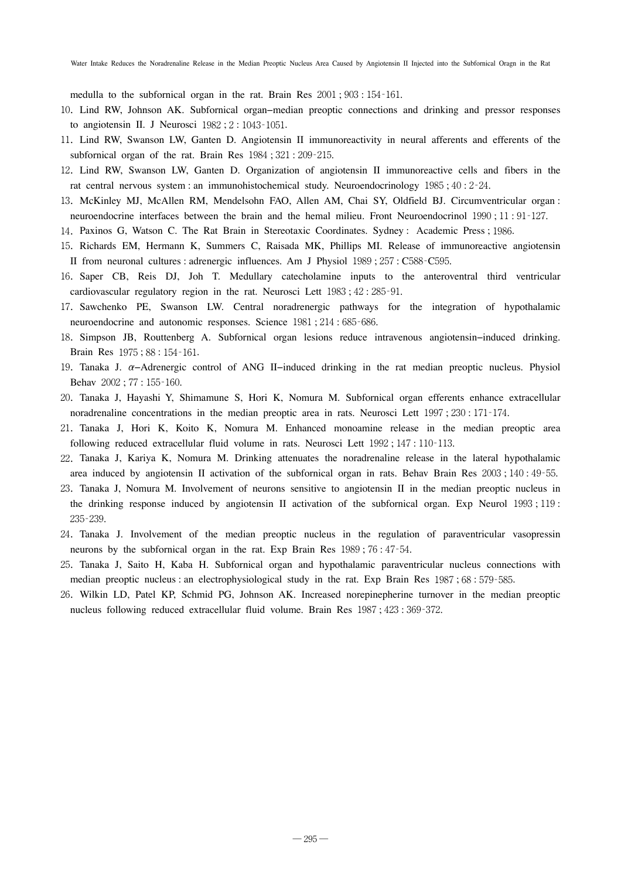medulla to the subfornical organ in the rat. Brain Res 2001 ; 903 : 154-161.

10. Lind RW, Johnson AK. Subfornical organ–median preoptic connections and drinking and pressor responses to angiotensin II. J Neurosci 1982 ; 2 : 1043-1051.
11. Lind RW, Swanson LW, Ganten D. Angiotensin II immunoreactivity in neural afferents and efferents of the subfornical organ of the rat. Brain Res 1984 ; 321 : 209-215.
12. Lind RW, Swanson LW, Ganten D. Organization of angiotensin II immunoreactive cells and fibers in the rat central nervous system : an immunohistochemical study. Neuroendocrinology 1985 ; 40 : 2-24.
13. McKinley MJ, McAllen RM, Mendelsohn FAO, Allen AM, Chai SY, Oldfield BJ. Circumventricular organ : neuroendocrine interfaces between the brain and the hemal milieu. Front Neuroendocrinol 1990 ; 11 : 91-127.
14. Paxinos G, Watson C. The Rat Brain in Stereotaxic Coordinates. Sydney : Academic Press ; 1986.
15. Richards EM, Hermann K, Summers C, Raisada MK, Phillips MI. Release of immunoreactive angiotensin II from neuronal cultures : adrenergic influences. Am J Physiol 1989 ; 257 : C588-C595.
16. Saper CB, Reis DJ, Joh T. Medullary catecholamine inputs to the anteroventral third ventricular cardiovascular regulatory region in the rat. Neurosci Lett 1983 ; 42 : 285-91.
17. Sawchenko PE, Swanson LW. Central noradrenergic pathways for the integration of hypothalamic neuroendocrine and autonomic responses. Science 1981 ; 214 : 685-686.
18. Simpson JB, Routtenberg A. Subfornical organ lesions reduce intravenous angiotensin–induced drinking. Brain Res 1975 ; 88 : 154-161.
19. Tanaka J. $\alpha$–Adrenergic control of ANG II–induced drinking in the rat median preoptic nucleus. Physiol Behav 2002 ; 77 : 155-160.
20. Tanaka J, Hayashi Y, Shimamune S, Hori K, Nomura M. Subfornical organ efferents enhance extracellular noradrenaline concentrations in the median preoptic area in rats. Neurosci Lett 1997 ; 230 : 171-174.
21. Tanaka J, Hori K, Koito K, Nomura M. Enhanced monoamine release in the median preoptic area following reduced extracellular fluid volume in rats. Neurosci Lett 1992 ; 147 : 110-113.
22. Tanaka J, Kariya K, Nomura M. Drinking attenuates the noradrenaline release in the lateral hypothalamic area induced by angiotensin II activation of the subfornical organ in rats. Behav Brain Res 2003 ; 140 : 49-55.
23. Tanaka J, Nomura M. Involvement of neurons sensitive to angiotensin II in the median preoptic nucleus in the drinking response induced by angiotensin II activation of the subfornical organ. Exp Neurol 1993 ; 119 : 235-239.
24. Tanaka J. Involvement of the median preoptic nucleus in the regulation of paraventricular vasopressin neurons by the subfornical organ in the rat. Exp Brain Res 1989 ; 76 : 47-54.
25. Tanaka J, Saito H, Kaba H. Subfornical organ and hypothalamic paraventricular nucleus connections with median preoptic nucleus : an electrophysiological study in the rat. Exp Brain Res 1987 ; 68 : 579-585.
26. Wilkin LD, Patel KP, Schmid PG, Johnson AK. Increased norepinepherine turnover in the median preoptic nucleus following reduced extracellular fluid volume. Brain Res 1987 ; 423 : 369-372.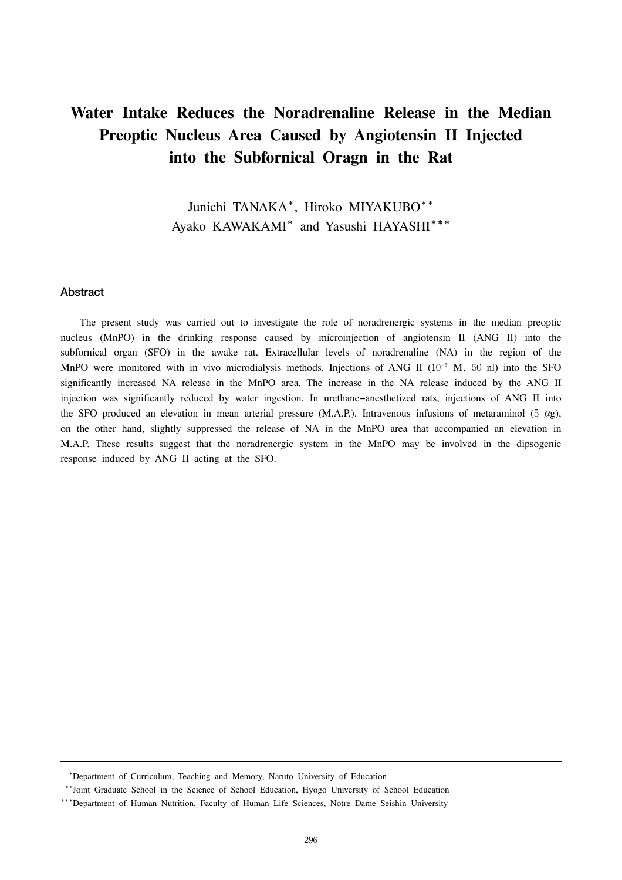# Water Intake Reduces the Noradrenaline Release in the Median Preoptic Nucleus Area Caused by Angiotensin II Injected into the Subfornical Oragn in the Rat

Junichi TANAKA*, Hiroko MIYAKUBO**
Ayako KAWAKAMI* and Yasushi HAYASHI***

## Abstract

The present study was carried out to investigate the role of noradrenergic systems in the median preoptic nucleus (MnPO) in the drinking response caused by microinjection of angiotensin II (ANG II) into the subfornical organ (SFO) in the awake rat. Extracellular levels of noradrenaline (NA) in the region of the MnPO were monitored with in vivo microdialysis methods. Injections of ANG II ($10^{-6}$ M, 50 nl) into the SFO significantly increased NA release in the MnPO area. The increase in the NA release induced by the ANG II injection was significantly reduced by water ingestion. In urethane–anesthetized rats, injections of ANG II into the SFO produced an elevation in mean arterial pressure (M.A.P.). Intravenous infusions of metaraminol (5 $\mu$g), on the other hand, slightly suppressed the release of NA in the MnPO area that accompanied an elevation in M.A.P. These results suggest that the noradrenergic system in the MnPO may be involved in the dipsogenic response induced by ANG II acting at the SFO.

---

*Department of Curriculum, Teaching and Memory, Naruto University of Education
**Joint Graduate School in the Science of School Education, Hyogo University of School Education
***Department of Human Nutrition, Faculty of Human Life Sciences, Notre Dame Seishin University